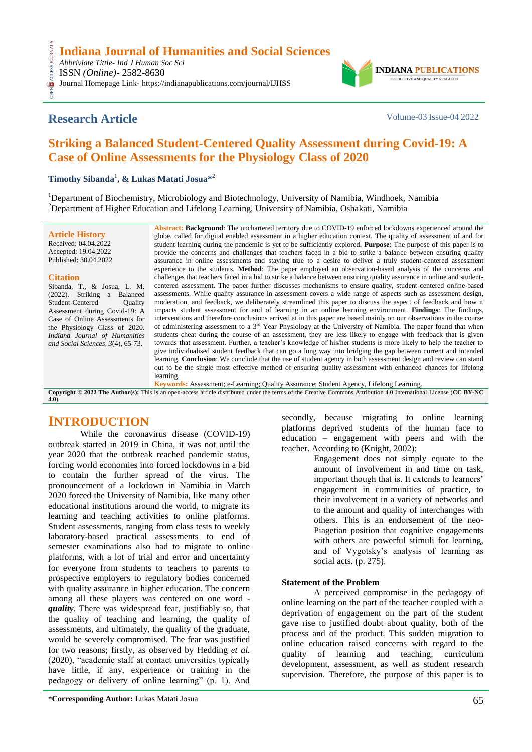# Indiana Journal of Humanities and Social Sciences

*Abbriviate Tittle- Ind J Human Soc Sci*
ISSN *(Online)*- 2582-8630
Journal Homepage Link- https://indianapublications.com/journal/IJHSS

**Research Article**

Volume-03|Issue-04|2022

# Striking a Balanced Student-Centered Quality Assessment during Covid-19: A Case of Online Assessments for the Physiology Class of 2020

**Timothy Sibanda[1], & Lukas Matati Josua*[2]**

[1]Department of Biochemistry, Microbiology and Biotechnology, University of Namibia, Windhoek, Namibia
[2]Department of Higher Education and Lifelong Learning, University of Namibia, Oshakati, Namibia

**Article History**
Received: 04.04.2022
Accepted: 19.04.2022
Published: 30.04.2022

**Citation**
Sibanda, T., & Josua, L. M. (2022). Striking a Balanced Student-Centered Quality Assessment during Covid-19: A Case of Online Assessments for the Physiology Class of 2020. *Indiana Journal of Humanities and Social Sciences, 3*(4), 65-73.

**Abstract: Background**: The unchartered territory due to COVID-19 enforced lockdowns experienced around the globe, called for digital enabled assessment in a higher education context. The quality of assessment of and for student learning during the pandemic is yet to be sufficiently explored. **Purpose**: The purpose of this paper is to provide the concerns and challenges that teachers faced in a bid to strike a balance between ensuring quality assurance in online assessments and staying true to a desire to deliver a truly student-centered assessment experience to the students. **Method**: The paper employed an observation-based analysis of the concerns and challenges that teachers faced in a bid to strike a balance between ensuring quality assurance in online and student-centered assessment. The paper further discusses mechanisms to ensure quality, student-centered online-based assessments. While quality assurance in assessment covers a wide range of aspects such as assessment design, moderation, and feedback, we deliberately streamlined this paper to discuss the aspect of feedback and how it impacts student assessment for and of learning in an online learning environment. **Findings**: The findings, interventions and therefore conclusions arrived at in this paper are based mainly on our observations in the course of administering assessment to a 3rd Year Physiology at the University of Namibia. The paper found that when students cheat during the course of an assessment, they are less likely to engage with feedback that is given towards that assessment. Further, a teacher's knowledge of his/her students is more likely to help the teacher to give individualised student feedback that can go a long way into bridging the gap between current and intended learning. **Conclusion**: We conclude that the use of student agency in both assessment design and review can stand out to be the single most effective method of ensuring quality assessment with enhanced chances for lifelong learning.

**Keywords:** Assessment; e-Learning; Quality Assurance; Student Agency, Lifelong Learning.

**Copyright © 2022 The Author(s):** This is an open-access article distributed under the terms of the Creative Commons Attribution 4.0 International License (**CC BY-NC 4.0**).

## INTRODUCTION

While the coronavirus disease (COVID-19) outbreak started in 2019 in China, it was not until the year 2020 that the outbreak reached pandemic status, forcing world economies into forced lockdowns in a bid to contain the further spread of the virus. The pronouncement of a lockdown in Namibia in March 2020 forced the University of Namibia, like many other educational institutions around the world, to migrate its learning and teaching activities to online platforms. Student assessments, ranging from class tests to weekly laboratory-based practical assessments to end of semester examinations also had to migrate to online platforms, with a lot of trial and error and uncertainty for everyone from students to teachers to parents to prospective employers to regulatory bodies concerned with quality assurance in higher education. The concern among all these players was centered on one word - ***quality***. There was widespread fear, justifiably so, that the quality of teaching and learning, the quality of assessments, and ultimately, the quality of the graduate, would be severely compromised. The fear was justified for two reasons; firstly, as observed by Hedding *et al.* (2020), "academic staff at contact universities typically have little, if any, experience or training in the pedagogy or delivery of online learning" (p. 1). And secondly, because migrating to online learning platforms deprived students of the human face to education – engagement with peers and with the teacher. According to (Knight, 2002):

> Engagement does not simply equate to the amount of involvement in and time on task, important though that is. It extends to learners' engagement in communities of practice, to their involvement in a variety of networks and to the amount and quality of interchanges with others. This is an endorsement of the neo-Piagetian position that cognitive engagements with others are powerful stimuli for learning, and of Vygotsky's analysis of learning as social acts. (p. 275).

### Statement of the Problem

A perceived compromise in the pedagogy of online learning on the part of the teacher coupled with a deprivation of engagement on the part of the student gave rise to justified doubt about quality, both of the process and of the product. This sudden migration to online education raised concerns with regard to the quality of learning and teaching, curriculum development, assessment, as well as student research supervision. Therefore, the purpose of this paper is to

*Corresponding Author: Lukas Matati Josua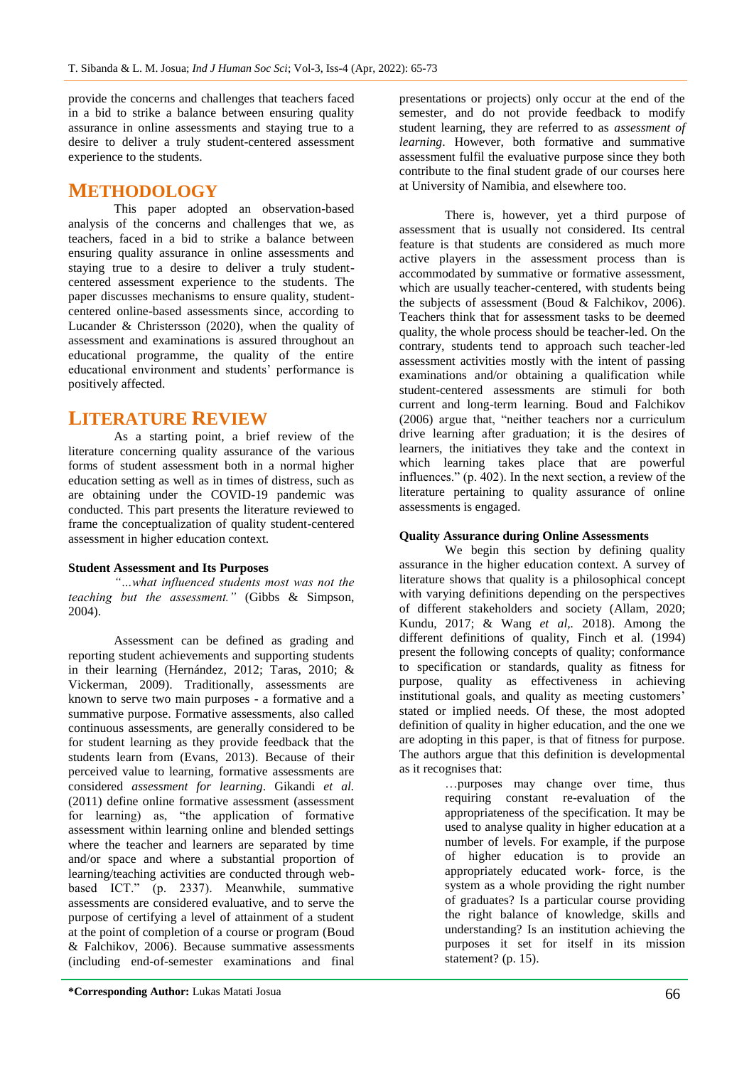provide the concerns and challenges that teachers faced in a bid to strike a balance between ensuring quality assurance in online assessments and staying true to a desire to deliver a truly student-centered assessment experience to the students.

## METHODOLOGY

This paper adopted an observation-based analysis of the concerns and challenges that we, as teachers, faced in a bid to strike a balance between ensuring quality assurance in online assessments and staying true to a desire to deliver a truly student-centered assessment experience to the students. The paper discusses mechanisms to ensure quality, student-centered online-based assessments since, according to Lucander & Christersson (2020), when the quality of assessment and examinations is assured throughout an educational programme, the quality of the entire educational environment and students' performance is positively affected.

## LITERATURE REVIEW

As a starting point, a brief review of the literature concerning quality assurance of the various forms of student assessment both in a normal higher education setting as well as in times of distress, such as are obtaining under the COVID-19 pandemic was conducted. This part presents the literature reviewed to frame the conceptualization of quality student-centered assessment in higher education context.

### Student Assessment and Its Purposes

*"…what influenced students most was not the teaching but the assessment."* (Gibbs & Simpson, 2004).

Assessment can be defined as grading and reporting student achievements and supporting students in their learning (Hernández, 2012; Taras, 2010; & Vickerman, 2009). Traditionally, assessments are known to serve two main purposes - a formative and a summative purpose. Formative assessments, also called continuous assessments, are generally considered to be for student learning as they provide feedback that the students learn from (Evans, 2013). Because of their perceived value to learning, formative assessments are considered *assessment for learning*. Gikandi *et al.* (2011) define online formative assessment (assessment for learning) as, "the application of formative assessment within learning online and blended settings where the teacher and learners are separated by time and/or space and where a substantial proportion of learning/teaching activities are conducted through web-based ICT." (p. 2337). Meanwhile, summative assessments are considered evaluative, and to serve the purpose of certifying a level of attainment of a student at the point of completion of a course or program (Boud & Falchikov, 2006). Because summative assessments (including end-of-semester examinations and final presentations or projects) only occur at the end of the semester, and do not provide feedback to modify student learning, they are referred to as *assessment of learning*. However, both formative and summative assessment fulfil the evaluative purpose since they both contribute to the final student grade of our courses here at University of Namibia, and elsewhere too.

There is, however, yet a third purpose of assessment that is usually not considered. Its central feature is that students are considered as much more active players in the assessment process than is accommodated by summative or formative assessment, which are usually teacher-centered, with students being the subjects of assessment (Boud & Falchikov, 2006). Teachers think that for assessment tasks to be deemed quality, the whole process should be teacher-led. On the contrary, students tend to approach such teacher-led assessment activities mostly with the intent of passing examinations and/or obtaining a qualification while student-centered assessments are stimuli for both current and long-term learning. Boud and Falchikov (2006) argue that, "neither teachers nor a curriculum drive learning after graduation; it is the desires of learners, the initiatives they take and the context in which learning takes place that are powerful influences." (p. 402). In the next section, a review of the literature pertaining to quality assurance of online assessments is engaged.

### Quality Assurance during Online Assessments

We begin this section by defining quality assurance in the higher education context. A survey of literature shows that quality is a philosophical concept with varying definitions depending on the perspectives of different stakeholders and society (Allam, 2020; Kundu, 2017; & Wang *et al*,. 2018). Among the different definitions of quality, Finch et al. (1994) present the following concepts of quality; conformance to specification or standards, quality as fitness for purpose, quality as effectiveness in achieving institutional goals, and quality as meeting customers' stated or implied needs. Of these, the most adopted definition of quality in higher education, and the one we are adopting in this paper, is that of fitness for purpose. The authors argue that this definition is developmental as it recognises that:

> …purposes may change over time, thus requiring constant re-evaluation of the appropriateness of the specification. It may be used to analyse quality in higher education at a number of levels. For example, if the purpose of higher education is to provide an appropriately educated work- force, is the system as a whole providing the right number of graduates? Is a particular course providing the right balance of knowledge, skills and understanding? Is an institution achieving the purposes it set for itself in its mission statement? (p. 15).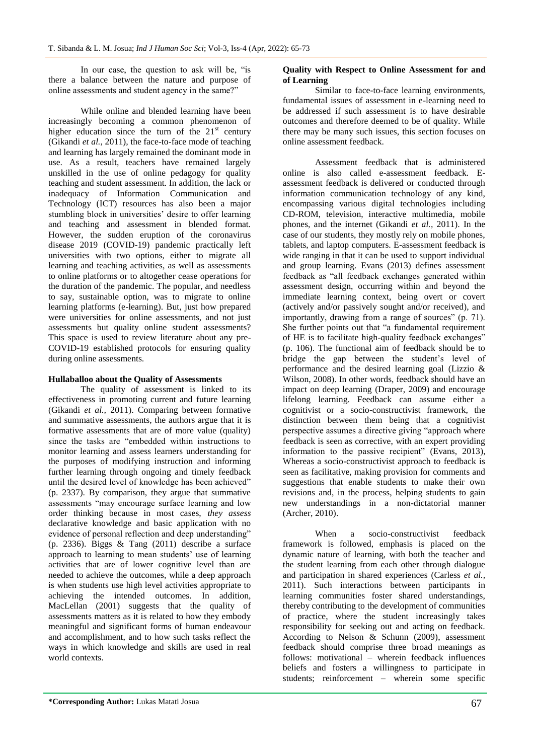In our case, the question to ask will be, "is there a balance between the nature and purpose of online assessments and student agency in the same?"

While online and blended learning have been increasingly becoming a common phenomenon of higher education since the turn of the 21st century (Gikandi *et al.,* 2011), the face-to-face mode of teaching and learning has largely remained the dominant mode in use. As a result, teachers have remained largely unskilled in the use of online pedagogy for quality teaching and student assessment. In addition, the lack or inadequacy of Information Communication and Technology (ICT) resources has also been a major stumbling block in universities' desire to offer learning and teaching and assessment in blended format. However, the sudden eruption of the coronavirus disease 2019 (COVID-19) pandemic practically left universities with two options, either to migrate all learning and teaching activities, as well as assessments to online platforms or to altogether cease operations for the duration of the pandemic. The popular, and needless to say, sustainable option, was to migrate to online learning platforms (e-learning). But, just how prepared were universities for online assessments, and not just assessments but quality online student assessments? This space is used to review literature about any pre-COVID-19 established protocols for ensuring quality during online assessments.

### Hullaballoo about the Quality of Assessments

The quality of assessment is linked to its effectiveness in promoting current and future learning (Gikandi *et al.,* 2011). Comparing between formative and summative assessments, the authors argue that it is formative assessments that are of more value (quality) since the tasks are "embedded within instructions to monitor learning and assess learners understanding for the purposes of modifying instruction and informing further learning through ongoing and timely feedback until the desired level of knowledge has been achieved" (p. 2337). By comparison, they argue that summative assessments "may encourage surface learning and low order thinking because in most cases, *they assess* declarative knowledge and basic application with no evidence of personal reflection and deep understanding" (p. 2336). Biggs & Tang (2011) describe a surface approach to learning to mean students' use of learning activities that are of lower cognitive level than are needed to achieve the outcomes, while a deep approach is when students use high level activities appropriate to achieving the intended outcomes. In addition, MacLellan (2001) suggests that the quality of assessments matters as it is related to how they embody meaningful and significant forms of human endeavour and accomplishment, and to how such tasks reflect the ways in which knowledge and skills are used in real world contexts.

### Quality with Respect to Online Assessment for and of Learning

Similar to face-to-face learning environments, fundamental issues of assessment in e-learning need to be addressed if such assessment is to have desirable outcomes and therefore deemed to be of quality. While there may be many such issues, this section focuses on online assessment feedback.

Assessment feedback that is administered online is also called e-assessment feedback. E-assessment feedback is delivered or conducted through information communication technology of any kind, encompassing various digital technologies including CD-ROM, television, interactive multimedia, mobile phones, and the internet (Gikandi *et al.,* 2011). In the case of our students, they mostly rely on mobile phones, tablets, and laptop computers. E-assessment feedback is wide ranging in that it can be used to support individual and group learning. Evans (2013) defines assessment feedback as "all feedback exchanges generated within assessment design, occurring within and beyond the immediate learning context, being overt or covert (actively and/or passively sought and/or received), and importantly, drawing from a range of sources" (p. 71). She further points out that "a fundamental requirement of HE is to facilitate high-quality feedback exchanges" (p. 106). The functional aim of feedback should be to bridge the gap between the student's level of performance and the desired learning goal (Lizzio & Wilson, 2008). In other words, feedback should have an impact on deep learning (Draper, 2009) and encourage lifelong learning. Feedback can assume either a cognitivist or a socio-constructivist framework, the distinction between them being that a cognitivist perspective assumes a directive giving "approach where feedback is seen as corrective, with an expert providing information to the passive recipient" (Evans, 2013), Whereas a socio-constructivist approach to feedback is seen as facilitative, making provision for comments and suggestions that enable students to make their own revisions and, in the process, helping students to gain new understandings in a non-dictatorial manner (Archer, 2010).

When a socio-constructivist feedback framework is followed, emphasis is placed on the dynamic nature of learning, with both the teacher and the student learning from each other through dialogue and participation in shared experiences (Carless *et al.,* 2011). Such interactions between participants in learning communities foster shared understandings, thereby contributing to the development of communities of practice, where the student increasingly takes responsibility for seeking out and acting on feedback. According to Nelson & Schunn (2009), assessment feedback should comprise three broad meanings as follows: motivational – wherein feedback influences beliefs and fosters a willingness to participate in students; reinforcement – wherein some specific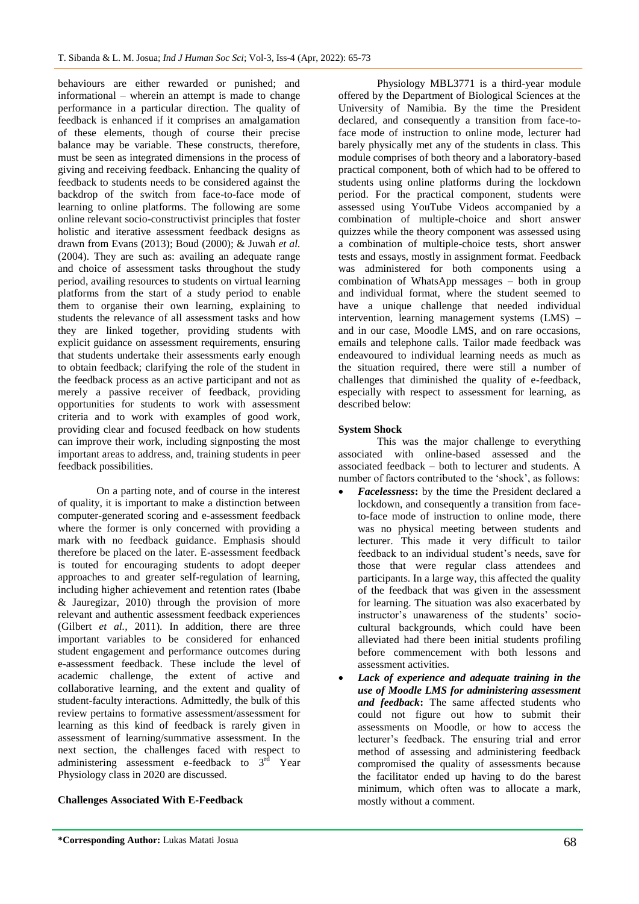behaviours are either rewarded or punished; and informational – wherein an attempt is made to change performance in a particular direction. The quality of feedback is enhanced if it comprises an amalgamation of these elements, though of course their precise balance may be variable. These constructs, therefore, must be seen as integrated dimensions in the process of giving and receiving feedback. Enhancing the quality of feedback to students needs to be considered against the backdrop of the switch from face-to-face mode of learning to online platforms. The following are some online relevant socio-constructivist principles that foster holistic and iterative assessment feedback designs as drawn from Evans (2013); Boud (2000); & Juwah *et al.* (2004). They are such as: availing an adequate range and choice of assessment tasks throughout the study period, availing resources to students on virtual learning platforms from the start of a study period to enable them to organise their own learning, explaining to students the relevance of all assessment tasks and how they are linked together, providing students with explicit guidance on assessment requirements, ensuring that students undertake their assessments early enough to obtain feedback; clarifying the role of the student in the feedback process as an active participant and not as merely a passive receiver of feedback, providing opportunities for students to work with assessment criteria and to work with examples of good work, providing clear and focused feedback on how students can improve their work, including signposting the most important areas to address, and, training students in peer feedback possibilities.

On a parting note, and of course in the interest of quality, it is important to make a distinction between computer-generated scoring and e-assessment feedback where the former is only concerned with providing a mark with no feedback guidance. Emphasis should therefore be placed on the later. E-assessment feedback is touted for encouraging students to adopt deeper approaches to and greater self-regulation of learning, including higher achievement and retention rates (Ibabe & Jauregizar, 2010) through the provision of more relevant and authentic assessment feedback experiences (Gilbert *et al.,* 2011). In addition, there are three important variables to be considered for enhanced student engagement and performance outcomes during e-assessment feedback. These include the level of academic challenge, the extent of active and collaborative learning, and the extent and quality of student-faculty interactions. Admittedly, the bulk of this review pertains to formative assessment/assessment for learning as this kind of feedback is rarely given in assessment of learning/summative assessment. In the next section, the challenges faced with respect to administering assessment e-feedback to 3rd Year Physiology class in 2020 are discussed.

**Challenges Associated With E-Feedback**

Physiology MBL3771 is a third-year module offered by the Department of Biological Sciences at the University of Namibia. By the time the President declared, and consequently a transition from face-to-face mode of instruction to online mode, lecturer had barely physically met any of the students in class. This module comprises of both theory and a laboratory-based practical component, both of which had to be offered to students using online platforms during the lockdown period. For the practical component, students were assessed using YouTube Videos accompanied by a combination of multiple-choice and short answer quizzes while the theory component was assessed using a combination of multiple-choice tests, short answer tests and essays, mostly in assignment format. Feedback was administered for both components using a combination of WhatsApp messages – both in group and individual format, where the student seemed to have a unique challenge that needed individual intervention, learning management systems (LMS) – and in our case, Moodle LMS, and on rare occasions, emails and telephone calls. Tailor made feedback was endeavoured to individual learning needs as much as the situation required, there were still a number of challenges that diminished the quality of e-feedback, especially with respect to assessment for learning, as described below:

**System Shock**

This was the major challenge to everything associated with online-based assessed and the associated feedback – both to lecturer and students. A number of factors contributed to the 'shock', as follows:

- ***Facelessness*:** by the time the President declared a lockdown, and consequently a transition from face-to-face mode of instruction to online mode, there was no physical meeting between students and lecturer. This made it very difficult to tailor feedback to an individual student's needs, save for those that were regular class attendees and participants. In a large way, this affected the quality of the feedback that was given in the assessment for learning. The situation was also exacerbated by instructor's unawareness of the students' socio-cultural backgrounds, which could have been alleviated had there been initial students profiling before commencement with both lessons and assessment activities.
- ***Lack of experience and adequate training in the use of Moodle LMS for administering assessment and feedback*:** The same affected students who could not figure out how to submit their assessments on Moodle, or how to access the lecturer's feedback. The ensuring trial and error method of assessing and administering feedback compromised the quality of assessments because the facilitator ended up having to do the barest minimum, which often was to allocate a mark, mostly without a comment.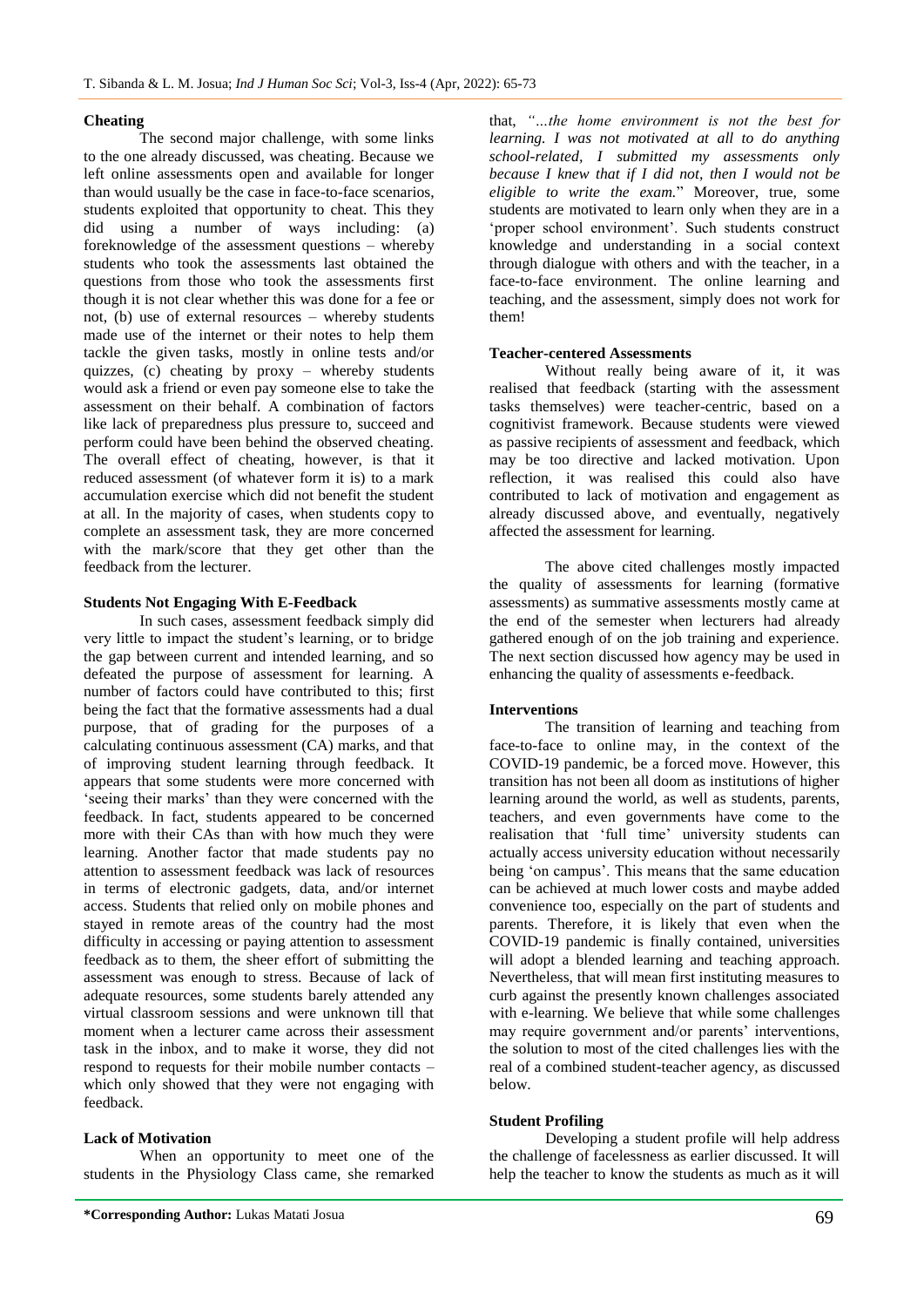### Cheating

The second major challenge, with some links to the one already discussed, was cheating. Because we left online assessments open and available for longer than would usually be the case in face-to-face scenarios, students exploited that opportunity to cheat. This they did using a number of ways including: (a) foreknowledge of the assessment questions – whereby students who took the assessments last obtained the questions from those who took the assessments first though it is not clear whether this was done for a fee or not, (b) use of external resources – whereby students made use of the internet or their notes to help them tackle the given tasks, mostly in online tests and/or quizzes, (c) cheating by proxy – whereby students would ask a friend or even pay someone else to take the assessment on their behalf. A combination of factors like lack of preparedness plus pressure to, succeed and perform could have been behind the observed cheating. The overall effect of cheating, however, is that it reduced assessment (of whatever form it is) to a mark accumulation exercise which did not benefit the student at all. In the majority of cases, when students copy to complete an assessment task, they are more concerned with the mark/score that they get other than the feedback from the lecturer.

### Students Not Engaging With E-Feedback

In such cases, assessment feedback simply did very little to impact the student's learning, or to bridge the gap between current and intended learning, and so defeated the purpose of assessment for learning. A number of factors could have contributed to this; first being the fact that the formative assessments had a dual purpose, that of grading for the purposes of a calculating continuous assessment (CA) marks, and that of improving student learning through feedback. It appears that some students were more concerned with 'seeing their marks' than they were concerned with the feedback. In fact, students appeared to be concerned more with their CAs than with how much they were learning. Another factor that made students pay no attention to assessment feedback was lack of resources in terms of electronic gadgets, data, and/or internet access. Students that relied only on mobile phones and stayed in remote areas of the country had the most difficulty in accessing or paying attention to assessment feedback as to them, the sheer effort of submitting the assessment was enough to stress. Because of lack of adequate resources, some students barely attended any virtual classroom sessions and were unknown till that moment when a lecturer came across their assessment task in the inbox, and to make it worse, they did not respond to requests for their mobile number contacts – which only showed that they were not engaging with feedback.

### Lack of Motivation

When an opportunity to meet one of the students in the Physiology Class came, she remarked that, *"…the home environment is not the best for learning. I was not motivated at all to do anything school-related, I submitted my assessments only because I knew that if I did not, then I would not be eligible to write the exam.*" Moreover, true, some students are motivated to learn only when they are in a 'proper school environment'. Such students construct knowledge and understanding in a social context through dialogue with others and with the teacher, in a face-to-face environment. The online learning and teaching, and the assessment, simply does not work for them!

### Teacher-centered Assessments

Without really being aware of it, it was realised that feedback (starting with the assessment tasks themselves) were teacher-centric, based on a cognitivist framework. Because students were viewed as passive recipients of assessment and feedback, which may be too directive and lacked motivation. Upon reflection, it was realised this could also have contributed to lack of motivation and engagement as already discussed above, and eventually, negatively affected the assessment for learning.

The above cited challenges mostly impacted the quality of assessments for learning (formative assessments) as summative assessments mostly came at the end of the semester when lecturers had already gathered enough of on the job training and experience. The next section discussed how agency may be used in enhancing the quality of assessments e-feedback.

### Interventions

The transition of learning and teaching from face-to-face to online may, in the context of the COVID-19 pandemic, be a forced move. However, this transition has not been all doom as institutions of higher learning around the world, as well as students, parents, teachers, and even governments have come to the realisation that 'full time' university students can actually access university education without necessarily being 'on campus'. This means that the same education can be achieved at much lower costs and maybe added convenience too, especially on the part of students and parents. Therefore, it is likely that even when the COVID-19 pandemic is finally contained, universities will adopt a blended learning and teaching approach. Nevertheless, that will mean first instituting measures to curb against the presently known challenges associated with e-learning. We believe that while some challenges may require government and/or parents' interventions, the solution to most of the cited challenges lies with the real of a combined student-teacher agency, as discussed below.

### Student Profiling

Developing a student profile will help address the challenge of facelessness as earlier discussed. It will help the teacher to know the students as much as it will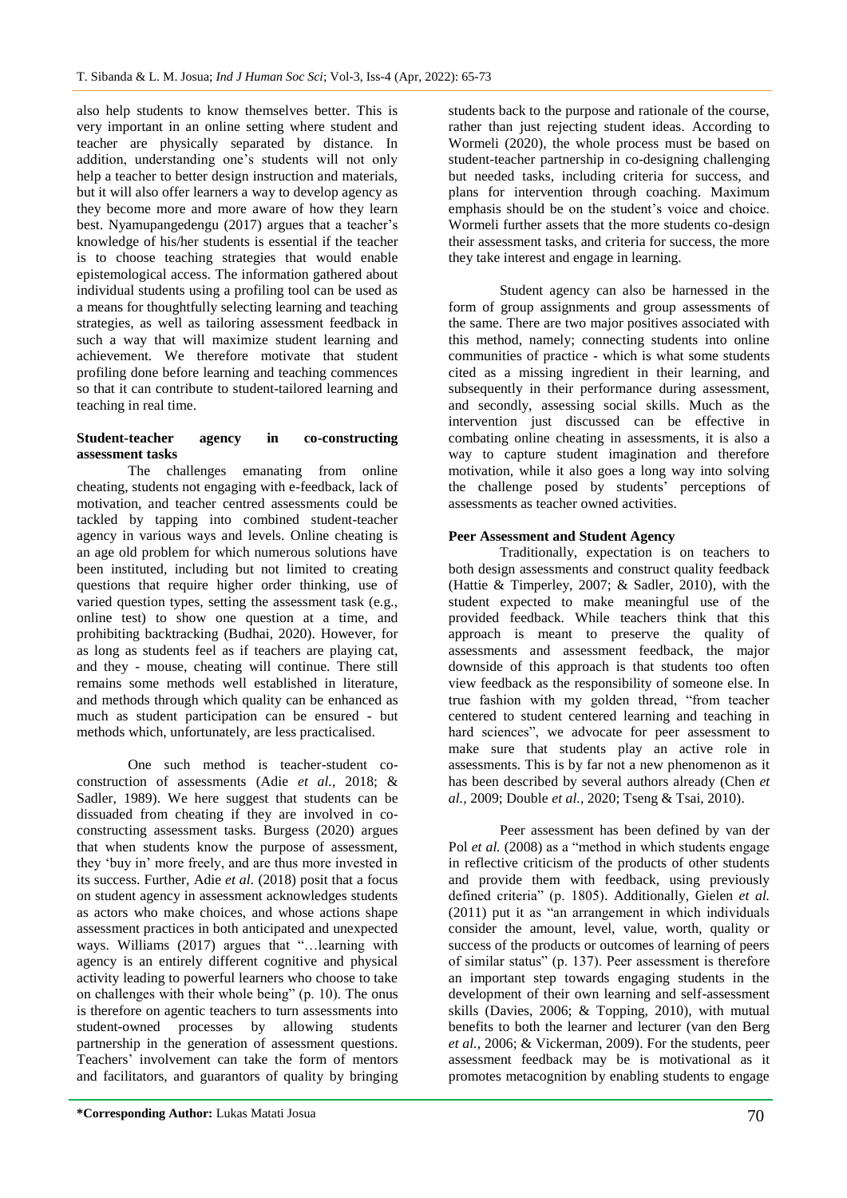also help students to know themselves better. This is very important in an online setting where student and teacher are physically separated by distance. In addition, understanding one's students will not only help a teacher to better design instruction and materials, but it will also offer learners a way to develop agency as they become more and more aware of how they learn best. Nyamupangedengu (2017) argues that a teacher's knowledge of his/her students is essential if the teacher is to choose teaching strategies that would enable epistemological access. The information gathered about individual students using a profiling tool can be used as a means for thoughtfully selecting learning and teaching strategies, as well as tailoring assessment feedback in such a way that will maximize student learning and achievement. We therefore motivate that student profiling done before learning and teaching commences so that it can contribute to student-tailored learning and teaching in real time.

**Student-teacher agency in co-constructing assessment tasks**

The challenges emanating from online cheating, students not engaging with e-feedback, lack of motivation, and teacher centred assessments could be tackled by tapping into combined student-teacher agency in various ways and levels. Online cheating is an age old problem for which numerous solutions have been instituted, including but not limited to creating questions that require higher order thinking, use of varied question types, setting the assessment task (e.g., online test) to show one question at a time, and prohibiting backtracking (Budhai, 2020). However, for as long as students feel as if teachers are playing cat, and they - mouse, cheating will continue. There still remains some methods well established in literature, and methods through which quality can be enhanced as much as student participation can be ensured - but methods which, unfortunately, are less practicalised.

One such method is teacher-student co-construction of assessments (Adie *et al.*, 2018; & Sadler, 1989). We here suggest that students can be dissuaded from cheating if they are involved in co-constructing assessment tasks. Burgess (2020) argues that when students know the purpose of assessment, they 'buy in' more freely, and are thus more invested in its success. Further, Adie *et al.* (2018) posit that a focus on student agency in assessment acknowledges students as actors who make choices, and whose actions shape assessment practices in both anticipated and unexpected ways. Williams (2017) argues that "…learning with agency is an entirely different cognitive and physical activity leading to powerful learners who choose to take on challenges with their whole being" (p. 10). The onus is therefore on agentic teachers to turn assessments into student-owned processes by allowing students partnership in the generation of assessment questions. Teachers' involvement can take the form of mentors and facilitators, and guarantors of quality by bringing students back to the purpose and rationale of the course, rather than just rejecting student ideas. According to Wormeli (2020), the whole process must be based on student-teacher partnership in co-designing challenging but needed tasks, including criteria for success, and plans for intervention through coaching. Maximum emphasis should be on the student's voice and choice. Wormeli further assets that the more students co-design their assessment tasks, and criteria for success, the more they take interest and engage in learning.

Student agency can also be harnessed in the form of group assignments and group assessments of the same. There are two major positives associated with this method, namely; connecting students into online communities of practice - which is what some students cited as a missing ingredient in their learning, and subsequently in their performance during assessment, and secondly, assessing social skills. Much as the intervention just discussed can be effective in combating online cheating in assessments, it is also a way to capture student imagination and therefore motivation, while it also goes a long way into solving the challenge posed by students' perceptions of assessments as teacher owned activities.

**Peer Assessment and Student Agency**

Traditionally, expectation is on teachers to both design assessments and construct quality feedback (Hattie & Timperley, 2007; & Sadler, 2010), with the student expected to make meaningful use of the provided feedback. While teachers think that this approach is meant to preserve the quality of assessments and assessment feedback, the major downside of this approach is that students too often view feedback as the responsibility of someone else. In true fashion with my golden thread, "from teacher centered to student centered learning and teaching in hard sciences", we advocate for peer assessment to make sure that students play an active role in assessments. This is by far not a new phenomenon as it has been described by several authors already (Chen *et al.*, 2009; Double *et al.*, 2020; Tseng & Tsai, 2010).

Peer assessment has been defined by van der Pol *et al.* (2008) as a "method in which students engage in reflective criticism of the products of other students and provide them with feedback, using previously defined criteria" (p. 1805). Additionally, Gielen *et al.* (2011) put it as "an arrangement in which individuals consider the amount, level, value, worth, quality or success of the products or outcomes of learning of peers of similar status" (p. 137). Peer assessment is therefore an important step towards engaging students in the development of their own learning and self-assessment skills (Davies, 2006; & Topping, 2010), with mutual benefits to both the learner and lecturer (van den Berg *et al.*, 2006; & Vickerman, 2009). For the students, peer assessment feedback may be is motivational as it promotes metacognition by enabling students to engage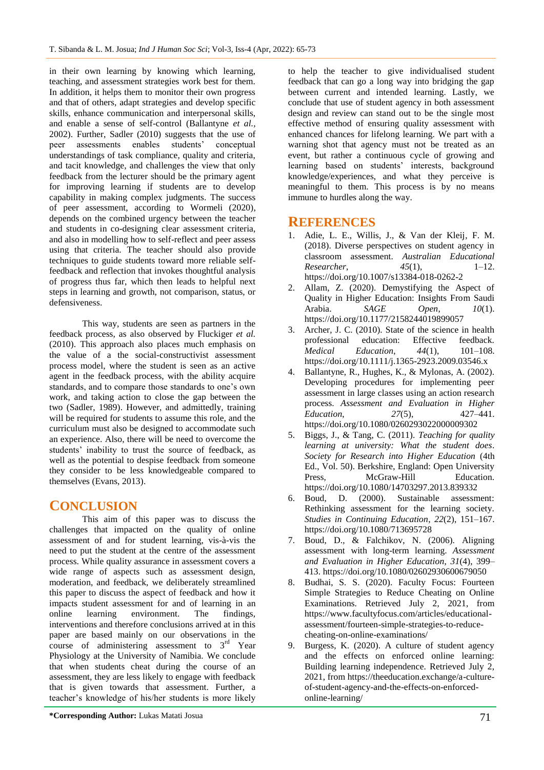in their own learning by knowing which learning, teaching, and assessment strategies work best for them. In addition, it helps them to monitor their own progress and that of others, adapt strategies and develop specific skills, enhance communication and interpersonal skills, and enable a sense of self-control (Ballantyne *et al.,* 2002). Further, Sadler (2010) suggests that the use of peer assessments enables students' conceptual understandings of task compliance, quality and criteria, and tacit knowledge, and challenges the view that only feedback from the lecturer should be the primary agent for improving learning if students are to develop capability in making complex judgments. The success of peer assessment, according to Wormeli (2020), depends on the combined urgency between the teacher and students in co-designing clear assessment criteria, and also in modelling how to self-reflect and peer assess using that criteria. The teacher should also provide techniques to guide students toward more reliable self-feedback and reflection that invokes thoughtful analysis of progress thus far, which then leads to helpful next steps in learning and growth, not comparison, status, or defensiveness.

This way, students are seen as partners in the feedback process, as also observed by Fluckiger *et al.* (2010). This approach also places much emphasis on the value of a the social-constructivist assessment process model, where the student is seen as an active agent in the feedback process, with the ability acquire standards, and to compare those standards to one's own work, and taking action to close the gap between the two (Sadler, 1989). However, and admittedly, training will be required for students to assume this role, and the curriculum must also be designed to accommodate such an experience. Also, there will be need to overcome the students' inability to trust the source of feedback, as well as the potential to despise feedback from someone they consider to be less knowledgeable compared to themselves (Evans, 2013).

## CONCLUSION

This aim of this paper was to discuss the challenges that impacted on the quality of online assessment of and for student learning, vis-à-vis the need to put the student at the centre of the assessment process. While quality assurance in assessment covers a wide range of aspects such as assessment design, moderation, and feedback, we deliberately streamlined this paper to discuss the aspect of feedback and how it impacts student assessment for and of learning in an online learning environment. The findings, interventions and therefore conclusions arrived at in this paper are based mainly on our observations in the course of administering assessment to 3rd Year Physiology at the University of Namibia. We conclude that when students cheat during the course of an assessment, they are less likely to engage with feedback that is given towards that assessment. Further, a teacher's knowledge of his/her students is more likely to help the teacher to give individualised student feedback that can go a long way into bridging the gap between current and intended learning. Lastly, we conclude that use of student agency in both assessment design and review can stand out to be the single most effective method of ensuring quality assessment with enhanced chances for lifelong learning. We part with a warning shot that agency must not be treated as an event, but rather a continuous cycle of growing and learning based on students' interests, background knowledge/experiences, and what they perceive is meaningful to them. This process is by no means immune to hurdles along the way.

## REFERENCES

1. Adie, L. E., Willis, J., & Van der Kleij, F. M. (2018). Diverse perspectives on student agency in classroom assessment. *Australian Educational Researcher*, *45*(1), 1–12. https://doi.org/10.1007/s13384-018-0262-2
2. Allam, Z. (2020). Demystifying the Aspect of Quality in Higher Education: Insights From Saudi Arabia. *SAGE Open*, *10*(1). https://doi.org/10.1177/2158244019899057
3. Archer, J. C. (2010). State of the science in health professional education: Effective feedback. *Medical Education*, *44*(1), 101–108. https://doi.org/10.1111/j.1365-2923.2009.03546.x
4. Ballantyne, R., Hughes, K., & Mylonas, A. (2002). Developing procedures for implementing peer assessment in large classes using an action research process. *Assessment and Evaluation in Higher Education*, *27*(5), 427–441. https://doi.org/10.1080/0260293022000009302
5. Biggs, J., & Tang, C. (2011). *Teaching for quality learning at university: What the student does*. *Society for Research into Higher Education* (4th Ed., Vol. 50). Berkshire, England: Open University Press, McGraw-Hill Education. https://doi.org/10.1080/14703297.2013.839332
6. Boud, D. (2000). Sustainable assessment: Rethinking assessment for the learning society. *Studies in Continuing Education*, *22*(2), 151–167. https://doi.org/10.1080/713695728
7. Boud, D., & Falchikov, N. (2006). Aligning assessment with long-term learning. *Assessment and Evaluation in Higher Education*, *31*(4), 399–413. https://doi.org/10.1080/02602930600679050
8. Budhai, S. S. (2020). Faculty Focus: Fourteen Simple Strategies to Reduce Cheating on Online Examinations. Retrieved July 2, 2021, from https://www.facultyfocus.com/articles/educational-assessment/fourteen-simple-strategies-to-reduce-cheating-on-online-examinations/
9. Burgess, K. (2020). A culture of student agency and the effects on enforced online learning: Building learning independence. Retrieved July 2, 2021, from https://theeducation.exchange/a-culture-of-student-agency-and-the-effects-on-enforced-online-learning/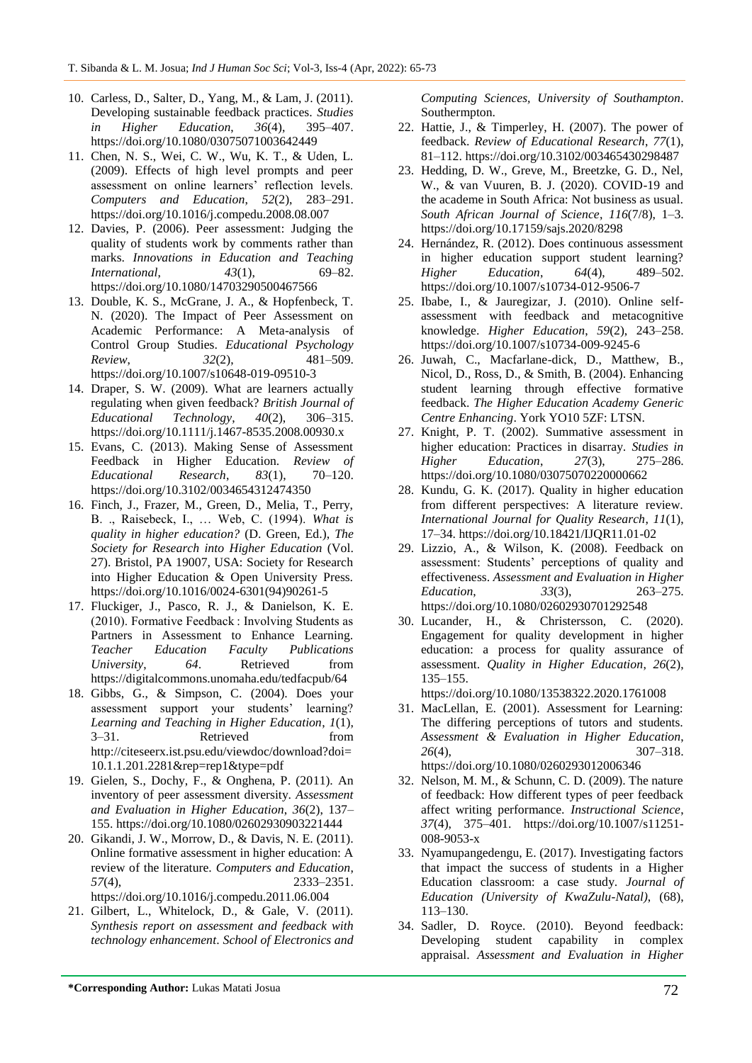10. Carless, D., Salter, D., Yang, M., & Lam, J. (2011). Developing sustainable feedback practices. *Studies in Higher Education*, *36*(4), 395–407. https://doi.org/10.1080/03075071003642449
11. Chen, N. S., Wei, C. W., Wu, K. T., & Uden, L. (2009). Effects of high level prompts and peer assessment on online learners' reflection levels. *Computers and Education*, *52*(2), 283–291. https://doi.org/10.1016/j.compedu.2008.08.007
12. Davies, P. (2006). Peer assessment: Judging the quality of students work by comments rather than marks. *Innovations in Education and Teaching International*, *43*(1), 69–82. https://doi.org/10.1080/14703290500467566
13. Double, K. S., McGrane, J. A., & Hopfenbeck, T. N. (2020). The Impact of Peer Assessment on Academic Performance: A Meta-analysis of Control Group Studies. *Educational Psychology Review*, *32*(2), 481–509. https://doi.org/10.1007/s10648-019-09510-3
14. Draper, S. W. (2009). What are learners actually regulating when given feedback? *British Journal of Educational Technology*, *40*(2), 306–315. https://doi.org/10.1111/j.1467-8535.2008.00930.x
15. Evans, C. (2013). Making Sense of Assessment Feedback in Higher Education. *Review of Educational Research*, *83*(1), 70–120. https://doi.org/10.3102/0034654312474350
16. Finch, J., Frazer, M., Green, D., Melia, T., Perry, B. ., Raisebeck, I., … Web, C. (1994). *What is quality in higher education?* (D. Green, Ed.), *The Society for Research into Higher Education* (Vol. 27). Bristol, PA 19007, USA: Society for Research into Higher Education & Open University Press. https://doi.org/10.1016/0024-6301(94)90261-5
17. Fluckiger, J., Pasco, R. J., & Danielson, K. E. (2010). Formative Feedback : Involving Students as Partners in Assessment to Enhance Learning. *Teacher Education Faculty Publications University*, *64*. Retrieved from https://digitalcommons.unomaha.edu/tedfacpub/64
18. Gibbs, G., & Simpson, C. (2004). Does your assessment support your students' learning? *Learning and Teaching in Higher Education*, *1*(1), 3–31. Retrieved from http://citeseerx.ist.psu.edu/viewdoc/download?doi=10.1.1.201.2281&rep=rep1&type=pdf
19. Gielen, S., Dochy, F., & Onghena, P. (2011). An inventory of peer assessment diversity. *Assessment and Evaluation in Higher Education*, *36*(2), 137–155. https://doi.org/10.1080/02602930903221444
20. Gikandi, J. W., Morrow, D., & Davis, N. E. (2011). Online formative assessment in higher education: A review of the literature. *Computers and Education*, *57*(4), 2333–2351. https://doi.org/10.1016/j.compedu.2011.06.004
21. Gilbert, L., Whitelock, D., & Gale, V. (2011). *Synthesis report on assessment and feedback with technology enhancement*. *School of Electronics and Computing Sciences, University of Southampton*. Southermpton.
22. Hattie, J., & Timperley, H. (2007). The power of feedback. *Review of Educational Research*, *77*(1), 81–112. https://doi.org/10.3102/003465430298487
23. Hedding, D. W., Greve, M., Breetzke, G. D., Nel, W., & van Vuuren, B. J. (2020). COVID-19 and the academe in South Africa: Not business as usual. *South African Journal of Science*, *116*(7/8), 1–3. https://doi.org/10.17159/sajs.2020/8298
24. Hernández, R. (2012). Does continuous assessment in higher education support student learning? *Higher Education*, *64*(4), 489–502. https://doi.org/10.1007/s10734-012-9506-7
25. Ibabe, I., & Jauregizar, J. (2010). Online self-assessment with feedback and metacognitive knowledge. *Higher Education*, *59*(2), 243–258. https://doi.org/10.1007/s10734-009-9245-6
26. Juwah, C., Macfarlane-dick, D., Matthew, B., Nicol, D., Ross, D., & Smith, B. (2004). Enhancing student learning through effective formative feedback. *The Higher Education Academy Generic Centre Enhancing*. York YO10 5ZF: LTSN.
27. Knight, P. T. (2002). Summative assessment in higher education: Practices in disarray. *Studies in Higher Education*, *27*(3), 275–286. https://doi.org/10.1080/03075070220000662
28. Kundu, G. K. (2017). Quality in higher education from different perspectives: A literature review. *International Journal for Quality Research*, *11*(1), 17–34. https://doi.org/10.18421/IJQR11.01-02
29. Lizzio, A., & Wilson, K. (2008). Feedback on assessment: Students' perceptions of quality and effectiveness. *Assessment and Evaluation in Higher Education*, *33*(3), 263–275. https://doi.org/10.1080/02602930701292548
30. Lucander, H., & Christersson, C. (2020). Engagement for quality development in higher education: a process for quality assurance of assessment. *Quality in Higher Education*, *26*(2), 135–155. https://doi.org/10.1080/13538322.2020.1761008
31. MacLellan, E. (2001). Assessment for Learning: The differing perceptions of tutors and students. *Assessment & Evaluation in Higher Education*, *26*(4), 307–318. https://doi.org/10.1080/0260293012006346
32. Nelson, M. M., & Schunn, C. D. (2009). The nature of feedback: How different types of peer feedback affect writing performance. *Instructional Science*, *37*(4), 375–401. https://doi.org/10.1007/s11251-008-9053-x
33. Nyamupangedengu, E. (2017). Investigating factors that impact the success of students in a Higher Education classroom: a case study. *Journal of Education (University of KwaZulu-Natal)*, (68), 113–130.
34. Sadler, D. Royce. (2010). Beyond feedback: Developing student capability in complex appraisal. *Assessment and Evaluation in Higher*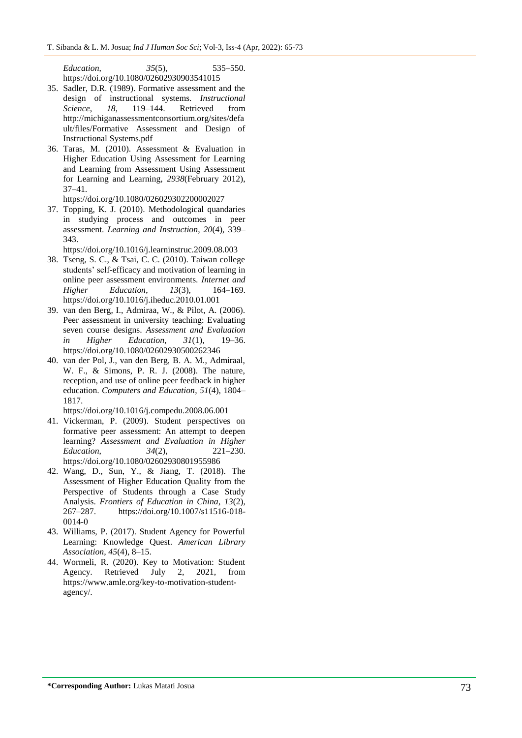*Education*, *35*(5), 535–550. https://doi.org/10.1080/02602930903541015

35. Sadler, D.R. (1989). Formative assessment and the design of instructional systems. *Instructional Science*, *18*, 119–144. Retrieved from http://michiganassessmentconsortium.org/sites/default/files/Formative Assessment and Design of Instructional Systems.pdf
36. Taras, M. (2010). Assessment & Evaluation in Higher Education Using Assessment for Learning and Learning from Assessment Using Assessment for Learning and Learning, *2938*(February 2012), 37–41. https://doi.org/10.1080/026029302200002027
37. Topping, K. J. (2010). Methodological quandaries in studying process and outcomes in peer assessment. *Learning and Instruction*, *20*(4), 339–343. https://doi.org/10.1016/j.learninstruc.2009.08.003
38. Tseng, S. C., & Tsai, C. C. (2010). Taiwan college students' self-efficacy and motivation of learning in online peer assessment environments. *Internet and Higher Education*, *13*(3), 164–169. https://doi.org/10.1016/j.iheduc.2010.01.001
39. van den Berg, I., Admiraa, W., & Pilot, A. (2006). Peer assessment in university teaching: Evaluating seven course designs. *Assessment and Evaluation in Higher Education*, *31*(1), 19–36. https://doi.org/10.1080/02602930500262346
40. van der Pol, J., van den Berg, B. A. M., Admiraal, W. F., & Simons, P. R. J. (2008). The nature, reception, and use of online peer feedback in higher education. *Computers and Education*, *51*(4), 1804–1817. https://doi.org/10.1016/j.compedu.2008.06.001
41. Vickerman, P. (2009). Student perspectives on formative peer assessment: An attempt to deepen learning? *Assessment and Evaluation in Higher Education*, *34*(2), 221–230. https://doi.org/10.1080/02602930801955986
42. Wang, D., Sun, Y., & Jiang, T. (2018). The Assessment of Higher Education Quality from the Perspective of Students through a Case Study Analysis. *Frontiers of Education in China*, *13*(2), 267–287. https://doi.org/10.1007/s11516-018-0014-0
43. Williams, P. (2017). Student Agency for Powerful Learning: Knowledge Quest. *American Library Association*, *45*(4), 8–15.
44. Wormeli, R. (2020). Key to Motivation: Student Agency. Retrieved July 2, 2021, from https://www.amle.org/key-to-motivation-student-agency/.

**\*Corresponding Author:** Lukas Matati Josua